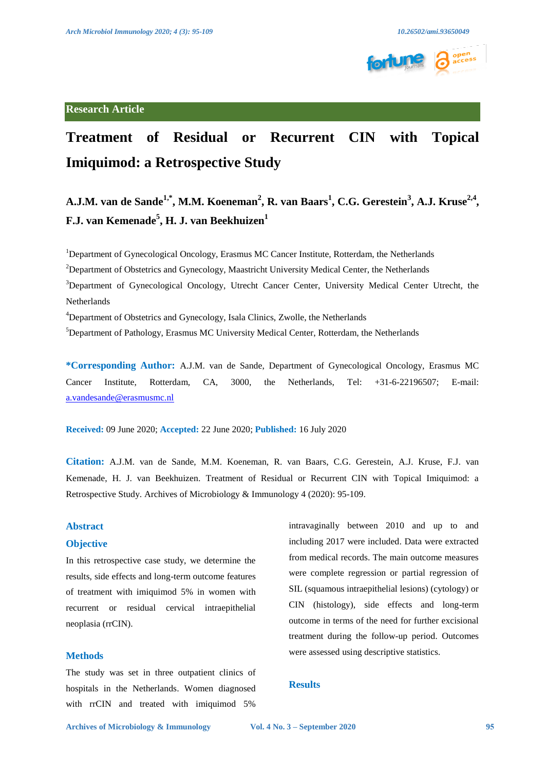Research Article

# Treatment of Residual or Recurrent CIN with Topical Imiquimod: a Retrospective Study

**A.J.M. van de Sande[1,*], M.M. Koeneman[2], R. van Baars[1], C.G. Gerestein[3], A.J. Kruse[2,4], F.J. van Kemenade[5], H. J. van Beekhuizen[1]**

[1]Department of Gynecological Oncology, Erasmus MC Cancer Institute, Rotterdam, the Netherlands

[2]Department of Obstetrics and Gynecology, Maastricht University Medical Center, the Netherlands

[3]Department of Gynecological Oncology, Utrecht Cancer Center, University Medical Center Utrecht, the Netherlands

[4]Department of Obstetrics and Gynecology, Isala Clinics, Zwolle, the Netherlands

[5]Department of Pathology, Erasmus MC University Medical Center, Rotterdam, the Netherlands

**\*Corresponding Author:** A.J.M. van de Sande, Department of Gynecological Oncology, Erasmus MC Cancer Institute, Rotterdam, CA, 3000, the Netherlands, Tel: +31-6-22196507; E-mail: a.vandesande@erasmusmc.nl

**Received:** 09 June 2020; **Accepted:** 22 June 2020; **Published:** 16 July 2020

**Citation:** A.J.M. van de Sande, M.M. Koeneman, R. van Baars, C.G. Gerestein, A.J. Kruse, F.J. van Kemenade, H. J. van Beekhuizen. Treatment of Residual or Recurrent CIN with Topical Imiquimod: a Retrospective Study. Archives of Microbiology & Immunology 4 (2020): 95-109.

## Abstract

### Objective

In this retrospective case study, we determine the results, side effects and long-term outcome features of treatment with imiquimod 5% in women with recurrent or residual cervical intraepithelial neoplasia (rrCIN).

### Methods

The study was set in three outpatient clinics of hospitals in the Netherlands. Women diagnosed with rrCIN and treated with imiquimod 5% intravaginally between 2010 and up to and including 2017 were included. Data were extracted from medical records. The main outcome measures were complete regression or partial regression of SIL (squamous intraepithelial lesions) (cytology) or CIN (histology), side effects and long-term outcome in terms of the need for further excisional treatment during the follow-up period. Outcomes were assessed using descriptive statistics.

### Results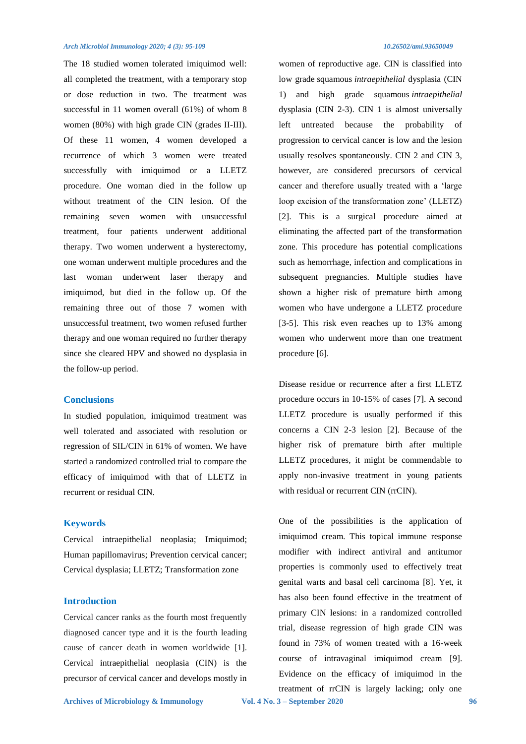The 18 studied women tolerated imiquimod well: all completed the treatment, with a temporary stop or dose reduction in two. The treatment was successful in 11 women overall (61%) of whom 8 women (80%) with high grade CIN (grades II-III). Of these 11 women, 4 women developed a recurrence of which 3 women were treated successfully with imiquimod or a LLETZ procedure. One woman died in the follow up without treatment of the CIN lesion. Of the remaining seven women with unsuccessful treatment, four patients underwent additional therapy. Two women underwent a hysterectomy, one woman underwent multiple procedures and the last woman underwent laser therapy and imiquimod, but died in the follow up. Of the remaining three out of those 7 women with unsuccessful treatment, two women refused further therapy and one woman required no further therapy since she cleared HPV and showed no dysplasia in the follow-up period.

## Conclusions

In studied population, imiquimod treatment was well tolerated and associated with resolution or regression of SIL/CIN in 61% of women. We have started a randomized controlled trial to compare the efficacy of imiquimod with that of LLETZ in recurrent or residual CIN.

## Keywords

Cervical intraepithelial neoplasia; Imiquimod; Human papillomavirus; Prevention cervical cancer; Cervical dysplasia; LLETZ; Transformation zone

## Introduction

Cervical cancer ranks as the fourth most frequently diagnosed cancer type and it is the fourth leading cause of cancer death in women worldwide [1]. Cervical intraepithelial neoplasia (CIN) is the precursor of cervical cancer and develops mostly in women of reproductive age. CIN is classified into low grade squamous *intraepithelial* dysplasia (CIN 1) and high grade squamous *intraepithelial* dysplasia (CIN 2-3). CIN 1 is almost universally left untreated because the probability of progression to cervical cancer is low and the lesion usually resolves spontaneously. CIN 2 and CIN 3, however, are considered precursors of cervical cancer and therefore usually treated with a 'large loop excision of the transformation zone' (LLETZ) [2]. This is a surgical procedure aimed at eliminating the affected part of the transformation zone. This procedure has potential complications such as hemorrhage, infection and complications in subsequent pregnancies. Multiple studies have shown a higher risk of premature birth among women who have undergone a LLETZ procedure [3-5]. This risk even reaches up to 13% among women who underwent more than one treatment procedure [6].

Disease residue or recurrence after a first LLETZ procedure occurs in 10-15% of cases [7]. A second LLETZ procedure is usually performed if this concerns a CIN 2-3 lesion [2]. Because of the higher risk of premature birth after multiple LLETZ procedures, it might be commendable to apply non-invasive treatment in young patients with residual or recurrent CIN (rrCIN).

One of the possibilities is the application of imiquimod cream. This topical immune response modifier with indirect antiviral and antitumor properties is commonly used to effectively treat genital warts and basal cell carcinoma [8]. Yet, it has also been found effective in the treatment of primary CIN lesions: in a randomized controlled trial, disease regression of high grade CIN was found in 73% of women treated with a 16-week course of intravaginal imiquimod cream [9]. Evidence on the efficacy of imiquimod in the treatment of rrCIN is largely lacking; only one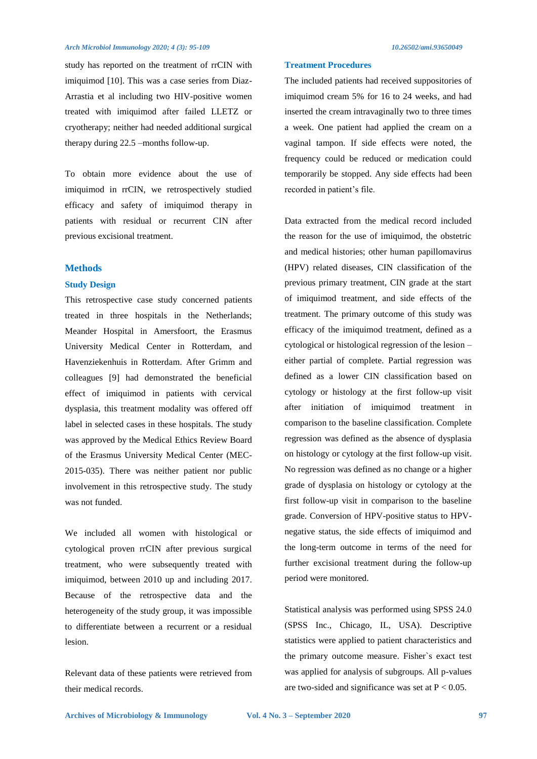study has reported on the treatment of rrCIN with imiquimod [10]. This was a case series from Diaz-Arrastia et al including two HIV-positive women treated with imiquimod after failed LLETZ or cryotherapy; neither had needed additional surgical therapy during 22.5 –months follow-up.

To obtain more evidence about the use of imiquimod in rrCIN, we retrospectively studied efficacy and safety of imiquimod therapy in patients with residual or recurrent CIN after previous excisional treatment.

## Methods

### Study Design

This retrospective case study concerned patients treated in three hospitals in the Netherlands; Meander Hospital in Amersfoort, the Erasmus University Medical Center in Rotterdam, and Havenziekenhuis in Rotterdam. After Grimm and colleagues [9] had demonstrated the beneficial effect of imiquimod in patients with cervical dysplasia, this treatment modality was offered off label in selected cases in these hospitals. The study was approved by the Medical Ethics Review Board of the Erasmus University Medical Center (MEC-2015-035). There was neither patient nor public involvement in this retrospective study. The study was not funded.

We included all women with histological or cytological proven rrCIN after previous surgical treatment, who were subsequently treated with imiquimod, between 2010 up and including 2017. Because of the retrospective data and the heterogeneity of the study group, it was impossible to differentiate between a recurrent or a residual lesion.

Relevant data of these patients were retrieved from their medical records.

### Treatment Procedures

The included patients had received suppositories of imiquimod cream 5% for 16 to 24 weeks, and had inserted the cream intravaginally two to three times a week. One patient had applied the cream on a vaginal tampon. If side effects were noted, the frequency could be reduced or medication could temporarily be stopped. Any side effects had been recorded in patient's file.

Data extracted from the medical record included the reason for the use of imiquimod, the obstetric and medical histories; other human papillomavirus (HPV) related diseases, CIN classification of the previous primary treatment, CIN grade at the start of imiquimod treatment, and side effects of the treatment. The primary outcome of this study was efficacy of the imiquimod treatment, defined as a cytological or histological regression of the lesion – either partial of complete. Partial regression was defined as a lower CIN classification based on cytology or histology at the first follow-up visit after initiation of imiquimod treatment in comparison to the baseline classification. Complete regression was defined as the absence of dysplasia on histology or cytology at the first follow-up visit. No regression was defined as no change or a higher grade of dysplasia on histology or cytology at the first follow-up visit in comparison to the baseline grade. Conversion of HPV-positive status to HPV-negative status, the side effects of imiquimod and the long-term outcome in terms of the need for further excisional treatment during the follow-up period were monitored.

Statistical analysis was performed using SPSS 24.0 (SPSS Inc., Chicago, IL, USA). Descriptive statistics were applied to patient characteristics and the primary outcome measure. Fisher`s exact test was applied for analysis of subgroups. All p-values are two-sided and significance was set at $P < 0.05$.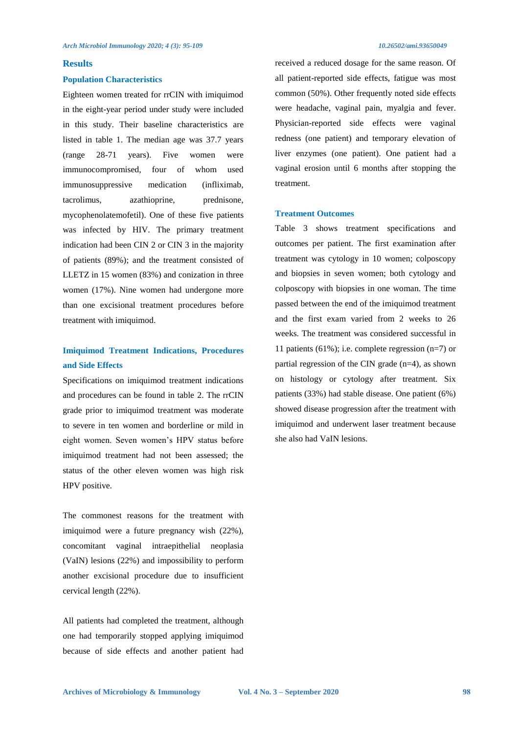## Results

### Population Characteristics

Eighteen women treated for rrCIN with imiquimod in the eight-year period under study were included in this study. Their baseline characteristics are listed in table 1. The median age was 37.7 years (range 28-71 years). Five women were immunocompromised, four of whom used immunosuppressive medication (infliximab, tacrolimus, azathioprine, prednisone, mycophenolatemofetil). One of these five patients was infected by HIV. The primary treatment indication had been CIN 2 or CIN 3 in the majority of patients (89%); and the treatment consisted of LLETZ in 15 women (83%) and conization in three women (17%). Nine women had undergone more than one excisional treatment procedures before treatment with imiquimod.

### Imiquimod Treatment Indications, Procedures and Side Effects

Specifications on imiquimod treatment indications and procedures can be found in table 2. The rrCIN grade prior to imiquimod treatment was moderate to severe in ten women and borderline or mild in eight women. Seven women's HPV status before imiquimod treatment had not been assessed; the status of the other eleven women was high risk HPV positive.

The commonest reasons for the treatment with imiquimod were a future pregnancy wish (22%), concomitant vaginal intraepithelial neoplasia (VaIN) lesions (22%) and impossibility to perform another excisional procedure due to insufficient cervical length (22%).

All patients had completed the treatment, although one had temporarily stopped applying imiquimod because of side effects and another patient had received a reduced dosage for the same reason. Of all patient-reported side effects, fatigue was most common (50%). Other frequently noted side effects were headache, vaginal pain, myalgia and fever. Physician-reported side effects were vaginal redness (one patient) and temporary elevation of liver enzymes (one patient). One patient had a vaginal erosion until 6 months after stopping the treatment.

### Treatment Outcomes

Table 3 shows treatment specifications and outcomes per patient. The first examination after treatment was cytology in 10 women; colposcopy and biopsies in seven women; both cytology and colposcopy with biopsies in one woman. The time passed between the end of the imiquimod treatment and the first exam varied from 2 weeks to 26 weeks. The treatment was considered successful in 11 patients (61%); i.e. complete regression (n=7) or partial regression of the CIN grade (n=4), as shown on histology or cytology after treatment. Six patients (33%) had stable disease. One patient (6%) showed disease progression after the treatment with imiquimod and underwent laser treatment because she also had VaIN lesions.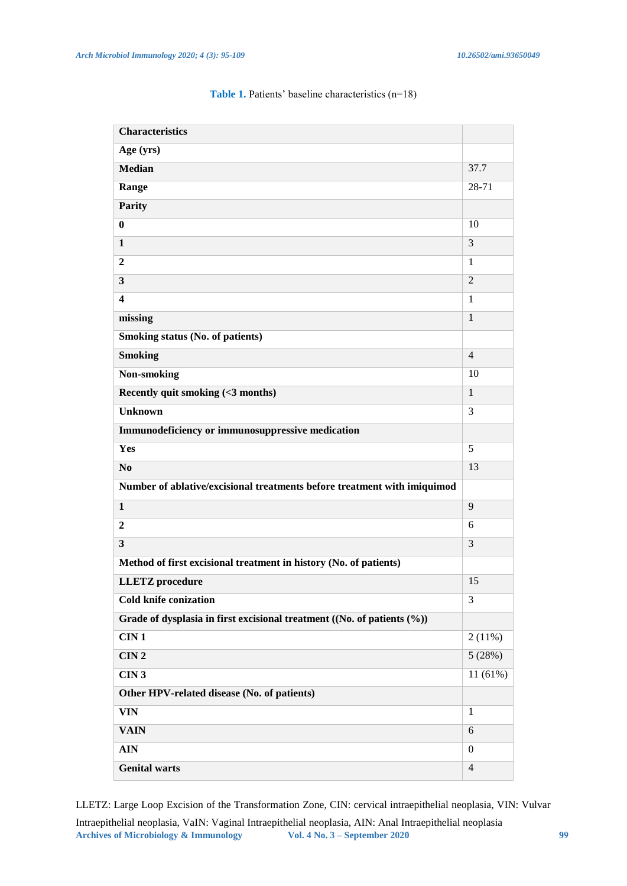**Table 1.** Patients' baseline characteristics (n=18)

| Characteristics | |
|---|---|
| **Age (yrs)** | |
| **Median** | 37.7 |
| **Range** | 28-71 |
| **Parity** | |
| **0** | 10 |
| **1** | 3 |
| **2** | 1 |
| **3** | 2 |
| **4** | 1 |
| **missing** | 1 |
| **Smoking status (No. of patients)** | |
| **Smoking** | 4 |
| **Non-smoking** | 10 |
| **Recently quit smoking (<3 months)** | 1 |
| **Unknown** | 3 |
| **Immunodeficiency or immunosuppressive medication** | |
| **Yes** | 5 |
| **No** | 13 |
| **Number of ablative/excisional treatments before treatment with imiquimod** | |
| **1** | 9 |
| **2** | 6 |
| **3** | 3 |
| **Method of first excisional treatment in history (No. of patients)** | |
| **LLETZ procedure** | 15 |
| **Cold knife conization** | 3 |
| **Grade of dysplasia in first excisional treatment ((No. of patients (%))** | |
| **CIN 1** | 2 (11%) |
| **CIN 2** | 5 (28%) |
| **CIN 3** | 11 (61%) |
| **Other HPV-related disease (No. of patients)** | |
| **VIN** | 1 |
| **VAIN** | 6 |
| **AIN** | 0 |
| **Genital warts** | 4 |

LLETZ: Large Loop Excision of the Transformation Zone, CIN: cervical intraepithelial neoplasia, VIN: Vulvar Intraepithelial neoplasia, VaIN: Vaginal Intraepithelial neoplasia, AIN: Anal Intraepithelial neoplasia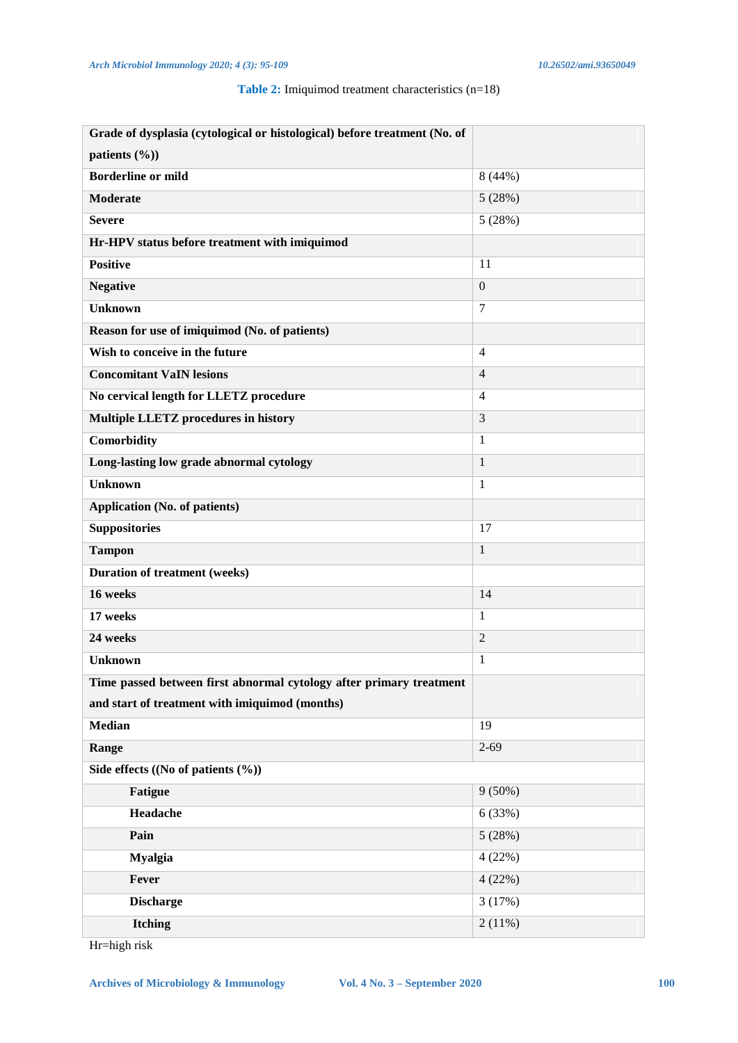**Table 2:** Imiquimod treatment characteristics (n=18)

| **Grade of dysplasia (cytological or histological) before treatment (No. of patients (%))** | |
|---|---|
| **Borderline or mild** | 8 (44%) |
| **Moderate** | 5 (28%) |
| **Severe** | 5 (28%) |
| **Hr-HPV status before treatment with imiquimod** | |
| **Positive** | 11 |
| **Negative** | 0 |
| **Unknown** | 7 |
| **Reason for use of imiquimod (No. of patients)** | |
| **Wish to conceive in the future** | 4 |
| **Concomitant VaIN lesions** | 4 |
| **No cervical length for LLETZ procedure** | 4 |
| **Multiple LLETZ procedures in history** | 3 |
| **Comorbidity** | 1 |
| **Long-lasting low grade abnormal cytology** | 1 |
| **Unknown** | 1 |
| **Application (No. of patients)** | |
| **Suppositories** | 17 |
| **Tampon** | 1 |
| **Duration of treatment (weeks)** | |
| **16 weeks** | 14 |
| **17 weeks** | 1 |
| **24 weeks** | 2 |
| **Unknown** | 1 |
| **Time passed between first abnormal cytology after primary treatment and start of treatment with imiquimod (months)** | |
| **Median** | 19 |
| **Range** | 2-69 |
| **Side effects ((No of patients (%))** | |
| **Fatigue** | 9 (50%) |
| **Headache** | 6 (33%) |
| **Pain** | 5 (28%) |
| **Myalgia** | 4 (22%) |
| **Fever** | 4 (22%) |
| **Discharge** | 3 (17%) |
| **Itching** | 2 (11%) |

Hr=high risk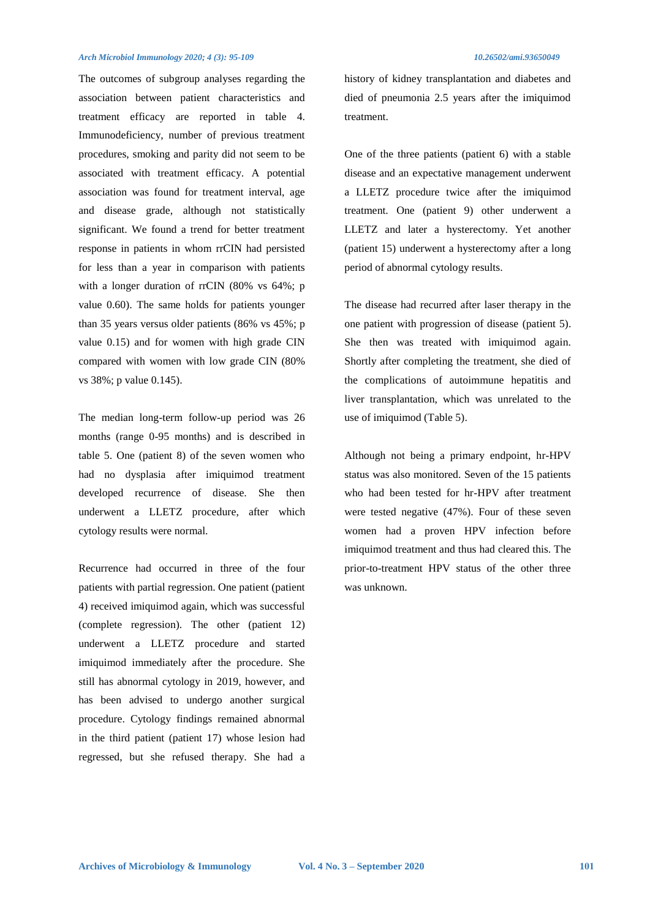The outcomes of subgroup analyses regarding the association between patient characteristics and treatment efficacy are reported in table 4. Immunodeficiency, number of previous treatment procedures, smoking and parity did not seem to be associated with treatment efficacy. A potential association was found for treatment interval, age and disease grade, although not statistically significant. We found a trend for better treatment response in patients in whom rrCIN had persisted for less than a year in comparison with patients with a longer duration of rrCIN (80% vs 64%; p value 0.60). The same holds for patients younger than 35 years versus older patients (86% vs 45%; p value 0.15) and for women with high grade CIN compared with women with low grade CIN (80% vs 38%; p value 0.145).

The median long-term follow-up period was 26 months (range 0-95 months) and is described in table 5. One (patient 8) of the seven women who had no dysplasia after imiquimod treatment developed recurrence of disease. She then underwent a LLETZ procedure, after which cytology results were normal.

Recurrence had occurred in three of the four patients with partial regression. One patient (patient 4) received imiquimod again, which was successful (complete regression). The other (patient 12) underwent a LLETZ procedure and started imiquimod immediately after the procedure. She still has abnormal cytology in 2019, however, and has been advised to undergo another surgical procedure. Cytology findings remained abnormal in the third patient (patient 17) whose lesion had regressed, but she refused therapy. She had a history of kidney transplantation and diabetes and died of pneumonia 2.5 years after the imiquimod treatment.

One of the three patients (patient 6) with a stable disease and an expectative management underwent a LLETZ procedure twice after the imiquimod treatment. One (patient 9) other underwent a LLETZ and later a hysterectomy. Yet another (patient 15) underwent a hysterectomy after a long period of abnormal cytology results.

The disease had recurred after laser therapy in the one patient with progression of disease (patient 5). She then was treated with imiquimod again. Shortly after completing the treatment, she died of the complications of autoimmune hepatitis and liver transplantation, which was unrelated to the use of imiquimod (Table 5).

Although not being a primary endpoint, hr-HPV status was also monitored. Seven of the 15 patients who had been tested for hr-HPV after treatment were tested negative (47%). Four of these seven women had a proven HPV infection before imiquimod treatment and thus had cleared this. The prior-to-treatment HPV status of the other three was unknown.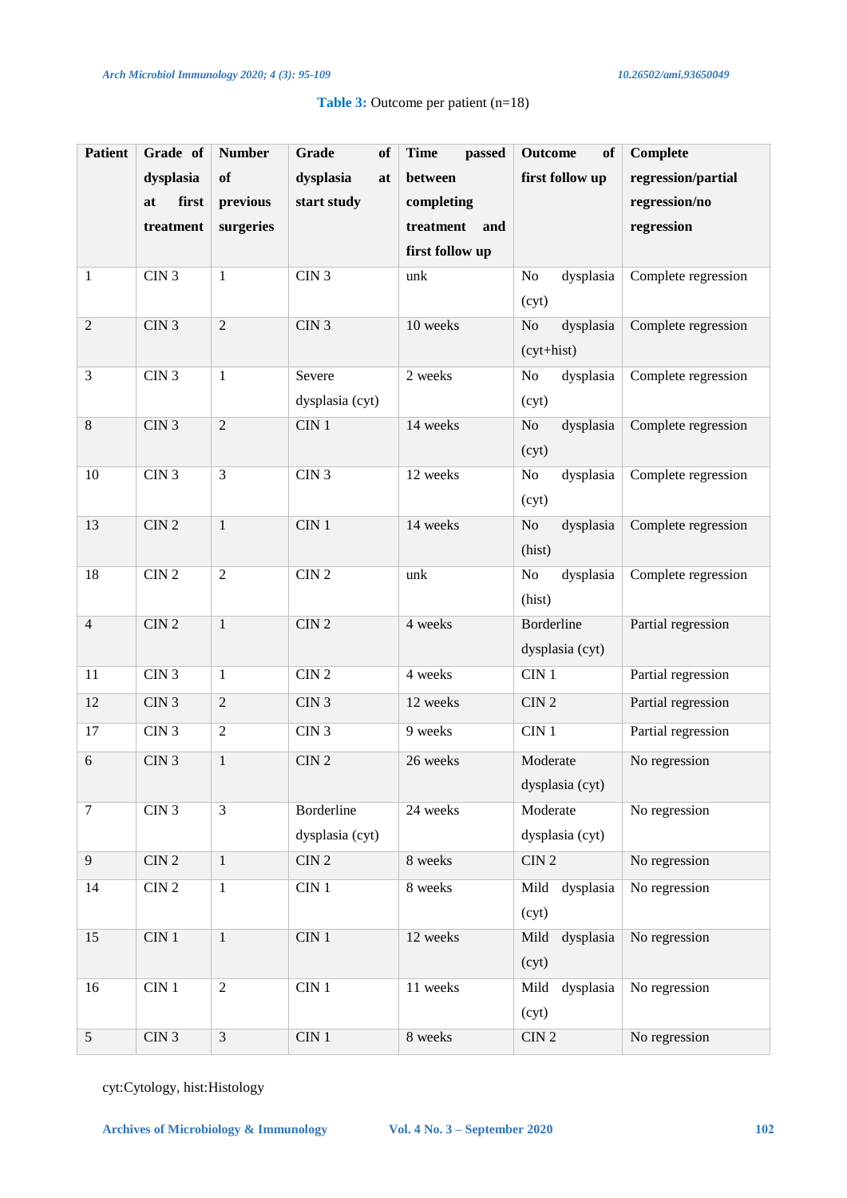**Table 3:** Outcome per patient (n=18)

| Patient | Grade of dysplasia at first treatment | Number of previous surgeries | Grade of dysplasia at start study | Time passed between completing treatment and first follow up | Outcome of first follow up | Complete regression/partial regression/no regression |
|---|---|---|---|---|---|---|
| 1 | CIN 3 | 1 | CIN 3 | unk | No dysplasia (cyt) | Complete regression |
| 2 | CIN 3 | 2 | CIN 3 | 10 weeks | No dysplasia (cyt+hist) | Complete regression |
| 3 | CIN 3 | 1 | Severe dysplasia (cyt) | 2 weeks | No dysplasia (cyt) | Complete regression |
| 8 | CIN 3 | 2 | CIN 1 | 14 weeks | No dysplasia (cyt) | Complete regression |
| 10 | CIN 3 | 3 | CIN 3 | 12 weeks | No dysplasia (cyt) | Complete regression |
| 13 | CIN 2 | 1 | CIN 1 | 14 weeks | No dysplasia (hist) | Complete regression |
| 18 | CIN 2 | 2 | CIN 2 | unk | No dysplasia (hist) | Complete regression |
| 4 | CIN 2 | 1 | CIN 2 | 4 weeks | Borderline dysplasia (cyt) | Partial regression |
| 11 | CIN 3 | 1 | CIN 2 | 4 weeks | CIN 1 | Partial regression |
| 12 | CIN 3 | 2 | CIN 3 | 12 weeks | CIN 2 | Partial regression |
| 17 | CIN 3 | 2 | CIN 3 | 9 weeks | CIN 1 | Partial regression |
| 6 | CIN 3 | 1 | CIN 2 | 26 weeks | Moderate dysplasia (cyt) | No regression |
| 7 | CIN 3 | 3 | Borderline dysplasia (cyt) | 24 weeks | Moderate dysplasia (cyt) | No regression |
| 9 | CIN 2 | 1 | CIN 2 | 8 weeks | CIN 2 | No regression |
| 14 | CIN 2 | 1 | CIN 1 | 8 weeks | Mild dysplasia (cyt) | No regression |
| 15 | CIN 1 | 1 | CIN 1 | 12 weeks | Mild dysplasia (cyt) | No regression |
| 16 | CIN 1 | 2 | CIN 1 | 11 weeks | Mild dysplasia (cyt) | No regression |
| 5 | CIN 3 | 3 | CIN 1 | 8 weeks | CIN 2 | No regression |

cyt:Cytology, hist:Histology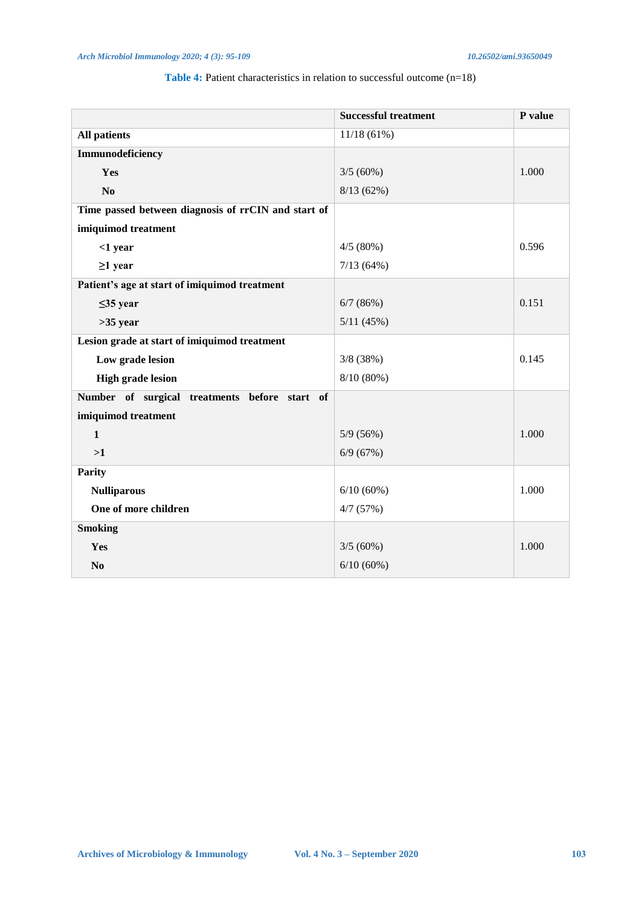**Table 4:** Patient characteristics in relation to successful outcome (n=18)

| | Successful treatment | P value |
|---|---|---|
| **All patients** | 11/18 (61%) | |
| **Immunodeficiency** | | |
| **Yes** | 3/5 (60%) | 1.000 |
| **No** | 8/13 (62%) | |
| **Time passed between diagnosis of rrCIN and start of imiquimod treatment** | | |
| **<1 year** | 4/5 (80%) | 0.596 |
| **≥1 year** | 7/13 (64%) | |
| **Patient's age at start of imiquimod treatment** | | |
| **≤35 year** | 6/7 (86%) | 0.151 |
| **>35 year** | 5/11 (45%) | |
| **Lesion grade at start of imiquimod treatment** | | |
| **Low grade lesion** | 3/8 (38%) | 0.145 |
| **High grade lesion** | 8/10 (80%) | |
| **Number of surgical treatments before start of imiquimod treatment** | | |
| **1** | 5/9 (56%) | 1.000 |
| **>1** | 6/9 (67%) | |
| **Parity** | | |
| **Nulliparous** | 6/10 (60%) | 1.000 |
| **One of more children** | 4/7 (57%) | |
| **Smoking** | | |
| **Yes** | 3/5 (60%) | 1.000 |
| **No** | 6/10 (60%) | |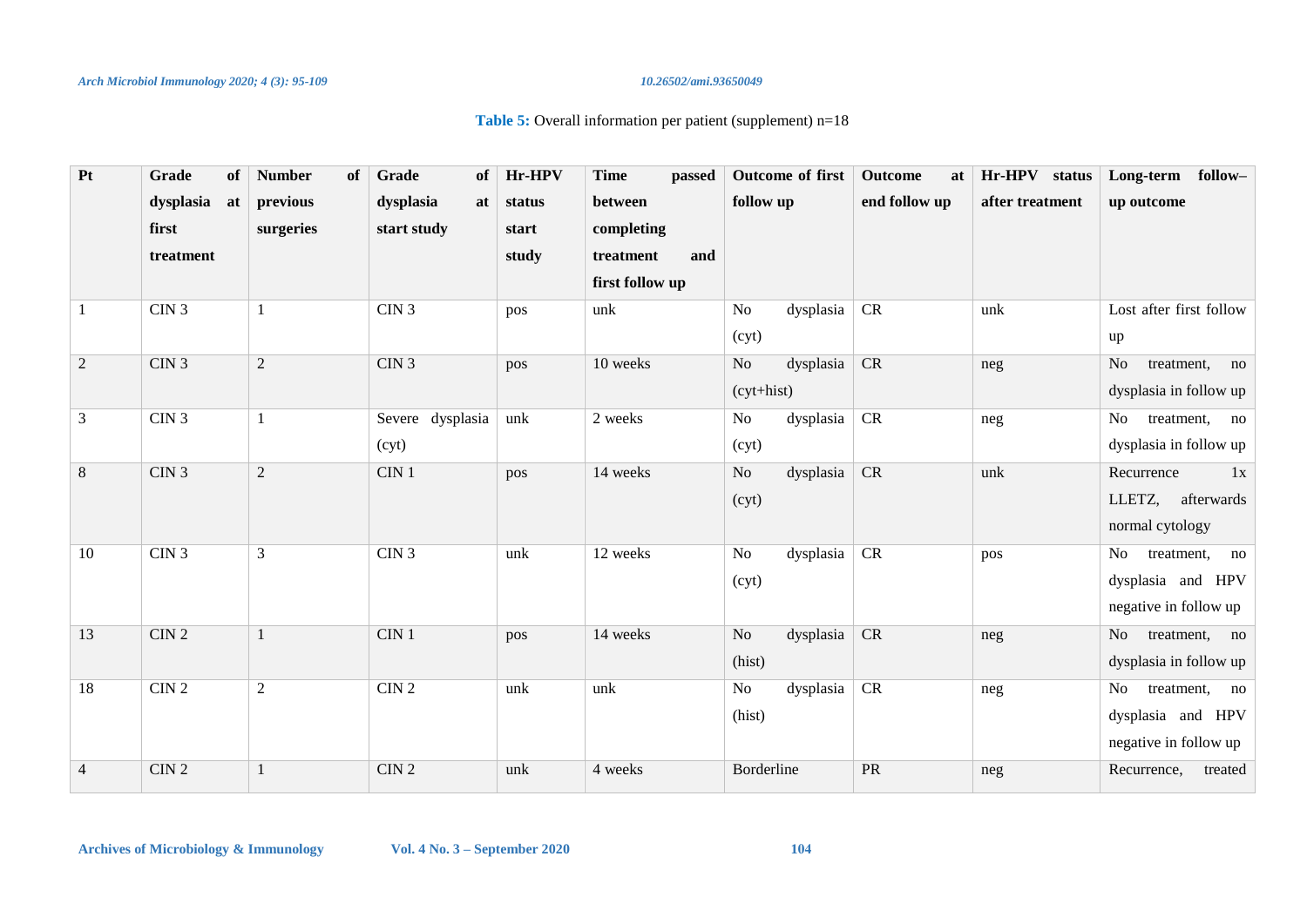**Table 5:** Overall information per patient (supplement) n=18

| Pt | Grade of dysplasia at first treatment | Number of previous surgeries | Grade of dysplasia at start study | Hr-HPV status start study | Time passed between completing treatment and first follow up | Outcome of first follow up | Outcome at end follow up | Hr-HPV status after treatment | Long-term follow–up outcome |
|---|---|---|---|---|---|---|---|---|---|
| 1 | CIN 3 | 1 | CIN 3 | pos | unk | No dysplasia (cyt) | CR | unk | Lost after first follow up |
| 2 | CIN 3 | 2 | CIN 3 | pos | 10 weeks | No dysplasia (cyt+hist) | CR | neg | No treatment, no dysplasia in follow up |
| 3 | CIN 3 | 1 | Severe dysplasia (cyt) | unk | 2 weeks | No dysplasia (cyt) | CR | neg | No treatment, no dysplasia in follow up |
| 8 | CIN 3 | 2 | CIN 1 | pos | 14 weeks | No dysplasia (cyt) | CR | unk | Recurrence 1x LLETZ, afterwards normal cytology |
| 10 | CIN 3 | 3 | CIN 3 | unk | 12 weeks | No dysplasia (cyt) | CR | pos | No treatment, no dysplasia and HPV negative in follow up |
| 13 | CIN 2 | 1 | CIN 1 | pos | 14 weeks | No dysplasia (hist) | CR | neg | No treatment, no dysplasia in follow up |
| 18 | CIN 2 | 2 | CIN 2 | unk | unk | No dysplasia (hist) | CR | neg | No treatment, no dysplasia and HPV negative in follow up |
| 4 | CIN 2 | 1 | CIN 2 | unk | 4 weeks | Borderline | PR | neg | Recurrence, treated |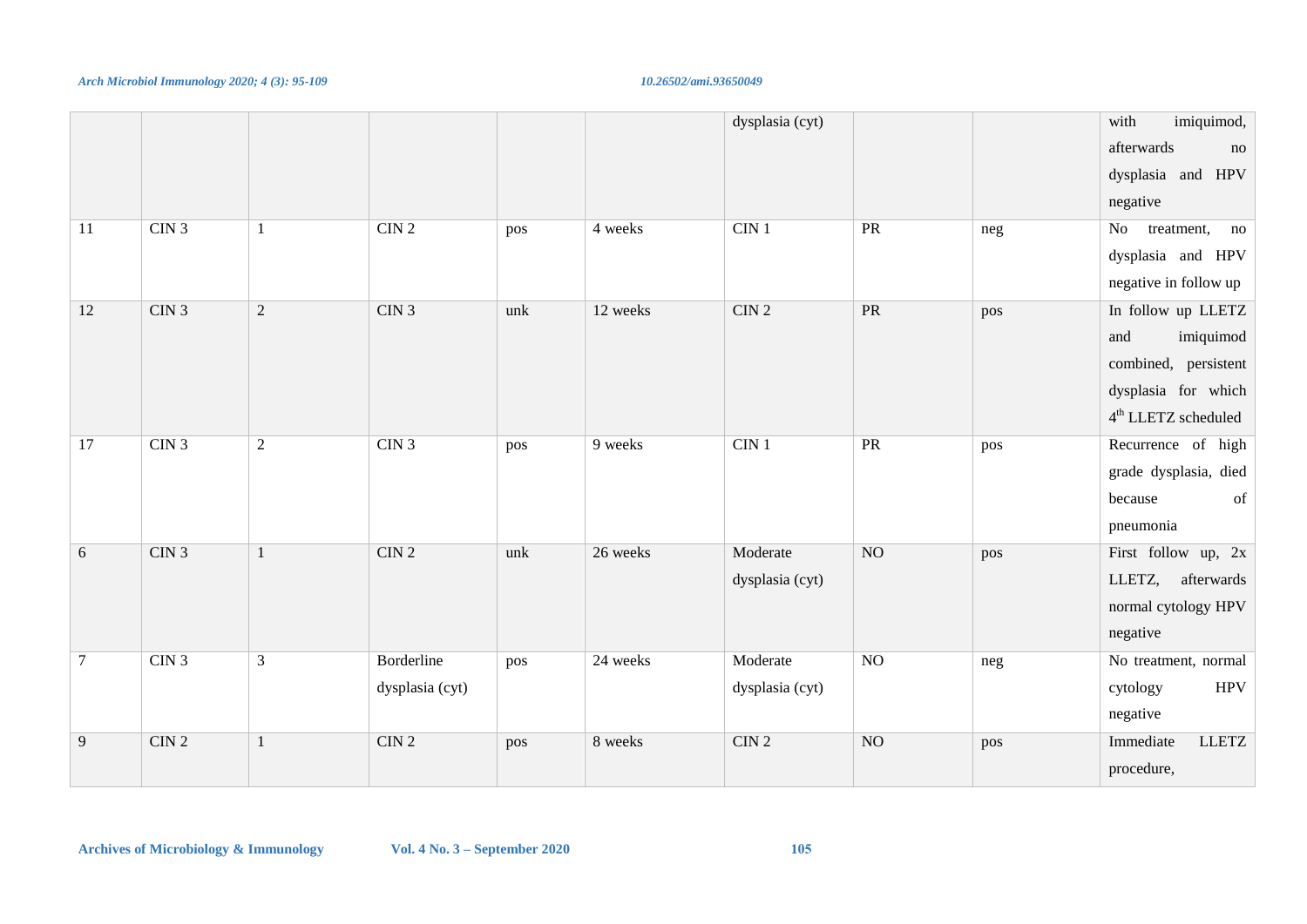| | | | | | | | | | |
|---|---|---|---|---|---|---|---|---|---|
| | | | | | | dysplasia (cyt) | | | with imiquimod, afterwards no dysplasia and HPV negative |
| 11 | CIN 3 | 1 | CIN 2 | pos | 4 weeks | CIN 1 | PR | neg | No treatment, no dysplasia and HPV negative in follow up |
| 12 | CIN 3 | 2 | CIN 3 | unk | 12 weeks | CIN 2 | PR | pos | In follow up LLETZ and imiquimod combined, persistent dysplasia for which 4th LLETZ scheduled |
| 17 | CIN 3 | 2 | CIN 3 | pos | 9 weeks | CIN 1 | PR | pos | Recurrence of high grade dysplasia, died because of pneumonia |
| 6 | CIN 3 | 1 | CIN 2 | unk | 26 weeks | Moderate dysplasia (cyt) | NO | pos | First follow up, 2x LLETZ, afterwards normal cytology HPV negative |
| 7 | CIN 3 | 3 | Borderline dysplasia (cyt) | pos | 24 weeks | Moderate dysplasia (cyt) | NO | neg | No treatment, normal cytology HPV negative |
| 9 | CIN 2 | 1 | CIN 2 | pos | 8 weeks | CIN 2 | NO | pos | Immediate LLETZ procedure, |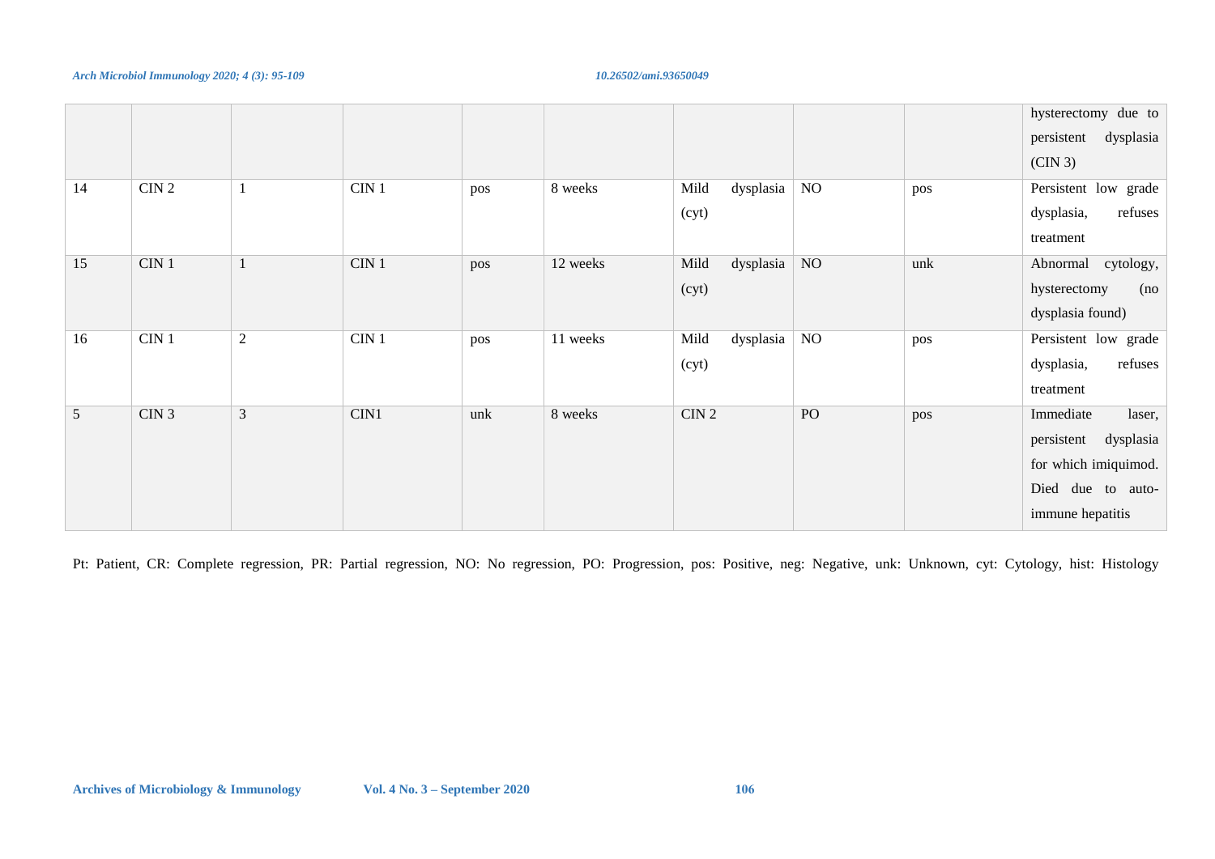| | | | | | | | | | |
|---|---|---|---|---|---|---|---|---|---|
| | | | | | | | | | hysterectomy due to persistent dysplasia (CIN 3) |
| 14 | CIN 2 | 1 | CIN 1 | pos | 8 weeks | Mild dysplasia (cyt) | NO | pos | Persistent low grade dysplasia, refuses treatment |
| 15 | CIN 1 | 1 | CIN 1 | pos | 12 weeks | Mild dysplasia (cyt) | NO | unk | Abnormal cytology, hysterectomy (no dysplasia found) |
| 16 | CIN 1 | 2 | CIN 1 | pos | 11 weeks | Mild dysplasia (cyt) | NO | pos | Persistent low grade dysplasia, refuses treatment |
| 5 | CIN 3 | 3 | CIN1 | unk | 8 weeks | CIN 2 | PO | pos | Immediate laser, persistent dysplasia for which imiquimod. Died due to auto-immune hepatitis |

Pt: Patient, CR: Complete regression, PR: Partial regression, NO: No regression, PO: Progression, pos: Positive, neg: Negative, unk: Unknown, cyt: Cytology, hist: Histology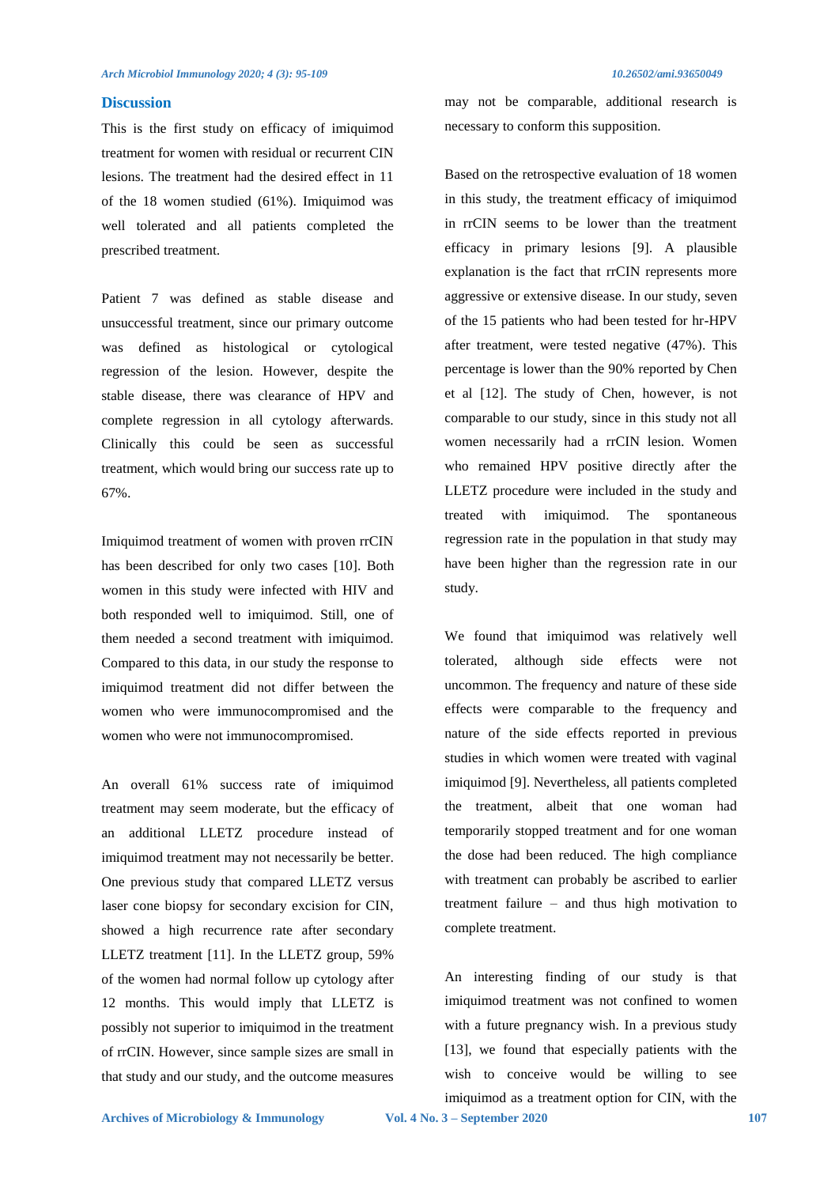## Discussion

This is the first study on efficacy of imiquimod treatment for women with residual or recurrent CIN lesions. The treatment had the desired effect in 11 of the 18 women studied (61%). Imiquimod was well tolerated and all patients completed the prescribed treatment.

Patient 7 was defined as stable disease and unsuccessful treatment, since our primary outcome was defined as histological or cytological regression of the lesion. However, despite the stable disease, there was clearance of HPV and complete regression in all cytology afterwards. Clinically this could be seen as successful treatment, which would bring our success rate up to 67%.

Imiquimod treatment of women with proven rrCIN has been described for only two cases [10]. Both women in this study were infected with HIV and both responded well to imiquimod. Still, one of them needed a second treatment with imiquimod. Compared to this data, in our study the response to imiquimod treatment did not differ between the women who were immunocompromised and the women who were not immunocompromised.

An overall 61% success rate of imiquimod treatment may seem moderate, but the efficacy of an additional LLETZ procedure instead of imiquimod treatment may not necessarily be better. One previous study that compared LLETZ versus laser cone biopsy for secondary excision for CIN, showed a high recurrence rate after secondary LLETZ treatment [11]. In the LLETZ group, 59% of the women had normal follow up cytology after 12 months. This would imply that LLETZ is possibly not superior to imiquimod in the treatment of rrCIN. However, since sample sizes are small in that study and our study, and the outcome measures may not be comparable, additional research is necessary to conform this supposition.

Based on the retrospective evaluation of 18 women in this study, the treatment efficacy of imiquimod in rrCIN seems to be lower than the treatment efficacy in primary lesions [9]. A plausible explanation is the fact that rrCIN represents more aggressive or extensive disease. In our study, seven of the 15 patients who had been tested for hr-HPV after treatment, were tested negative (47%). This percentage is lower than the 90% reported by Chen et al [12]. The study of Chen, however, is not comparable to our study, since in this study not all women necessarily had a rrCIN lesion. Women who remained HPV positive directly after the LLETZ procedure were included in the study and treated with imiquimod. The spontaneous regression rate in the population in that study may have been higher than the regression rate in our study.

We found that imiquimod was relatively well tolerated, although side effects were not uncommon. The frequency and nature of these side effects were comparable to the frequency and nature of the side effects reported in previous studies in which women were treated with vaginal imiquimod [9]. Nevertheless, all patients completed the treatment, albeit that one woman had temporarily stopped treatment and for one woman the dose had been reduced. The high compliance with treatment can probably be ascribed to earlier treatment failure – and thus high motivation to complete treatment.

An interesting finding of our study is that imiquimod treatment was not confined to women with a future pregnancy wish. In a previous study [13], we found that especially patients with the wish to conceive would be willing to see imiquimod as a treatment option for CIN, with the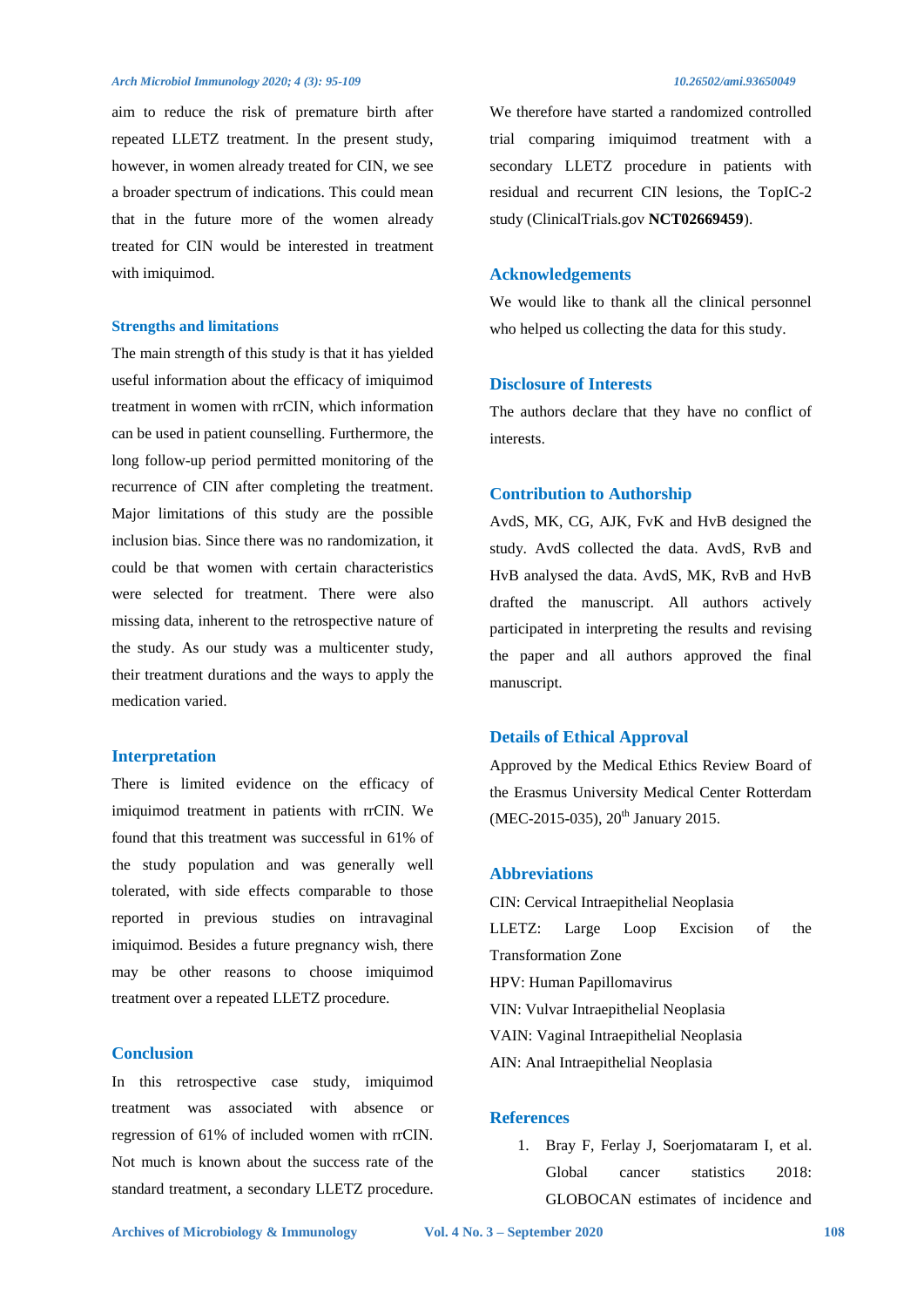aim to reduce the risk of premature birth after repeated LLETZ treatment. In the present study, however, in women already treated for CIN, we see a broader spectrum of indications. This could mean that in the future more of the women already treated for CIN would be interested in treatment with imiquimod.

### Strengths and limitations

The main strength of this study is that it has yielded useful information about the efficacy of imiquimod treatment in women with rrCIN, which information can be used in patient counselling. Furthermore, the long follow-up period permitted monitoring of the recurrence of CIN after completing the treatment. Major limitations of this study are the possible inclusion bias. Since there was no randomization, it could be that women with certain characteristics were selected for treatment. There were also missing data, inherent to the retrospective nature of the study. As our study was a multicenter study, their treatment durations and the ways to apply the medication varied.

### Interpretation

There is limited evidence on the efficacy of imiquimod treatment in patients with rrCIN. We found that this treatment was successful in 61% of the study population and was generally well tolerated, with side effects comparable to those reported in previous studies on intravaginal imiquimod. Besides a future pregnancy wish, there may be other reasons to choose imiquimod treatment over a repeated LLETZ procedure.

## Conclusion

In this retrospective case study, imiquimod treatment was associated with absence or regression of 61% of included women with rrCIN. Not much is known about the success rate of the standard treatment, a secondary LLETZ procedure. We therefore have started a randomized controlled trial comparing imiquimod treatment with a secondary LLETZ procedure in patients with residual and recurrent CIN lesions, the TopIC-2 study (ClinicalTrials.gov **NCT02669459**).

## Acknowledgements

We would like to thank all the clinical personnel who helped us collecting the data for this study.

## Disclosure of Interests

The authors declare that they have no conflict of interests.

## Contribution to Authorship

AvdS, MK, CG, AJK, FvK and HvB designed the study. AvdS collected the data. AvdS, RvB and HvB analysed the data. AvdS, MK, RvB and HvB drafted the manuscript. All authors actively participated in interpreting the results and revising the paper and all authors approved the final manuscript.

## Details of Ethical Approval

Approved by the Medical Ethics Review Board of the Erasmus University Medical Center Rotterdam (MEC-2015-035), 20th January 2015.

## Abbreviations

CIN: Cervical Intraepithelial Neoplasia
LLETZ: Large Loop Excision of the Transformation Zone
HPV: Human Papillomavirus
VIN: Vulvar Intraepithelial Neoplasia
VAIN: Vaginal Intraepithelial Neoplasia
AIN: Anal Intraepithelial Neoplasia

## References

1. Bray F, Ferlay J, Soerjomataram I, et al. Global cancer statistics 2018: GLOBOCAN estimates of incidence and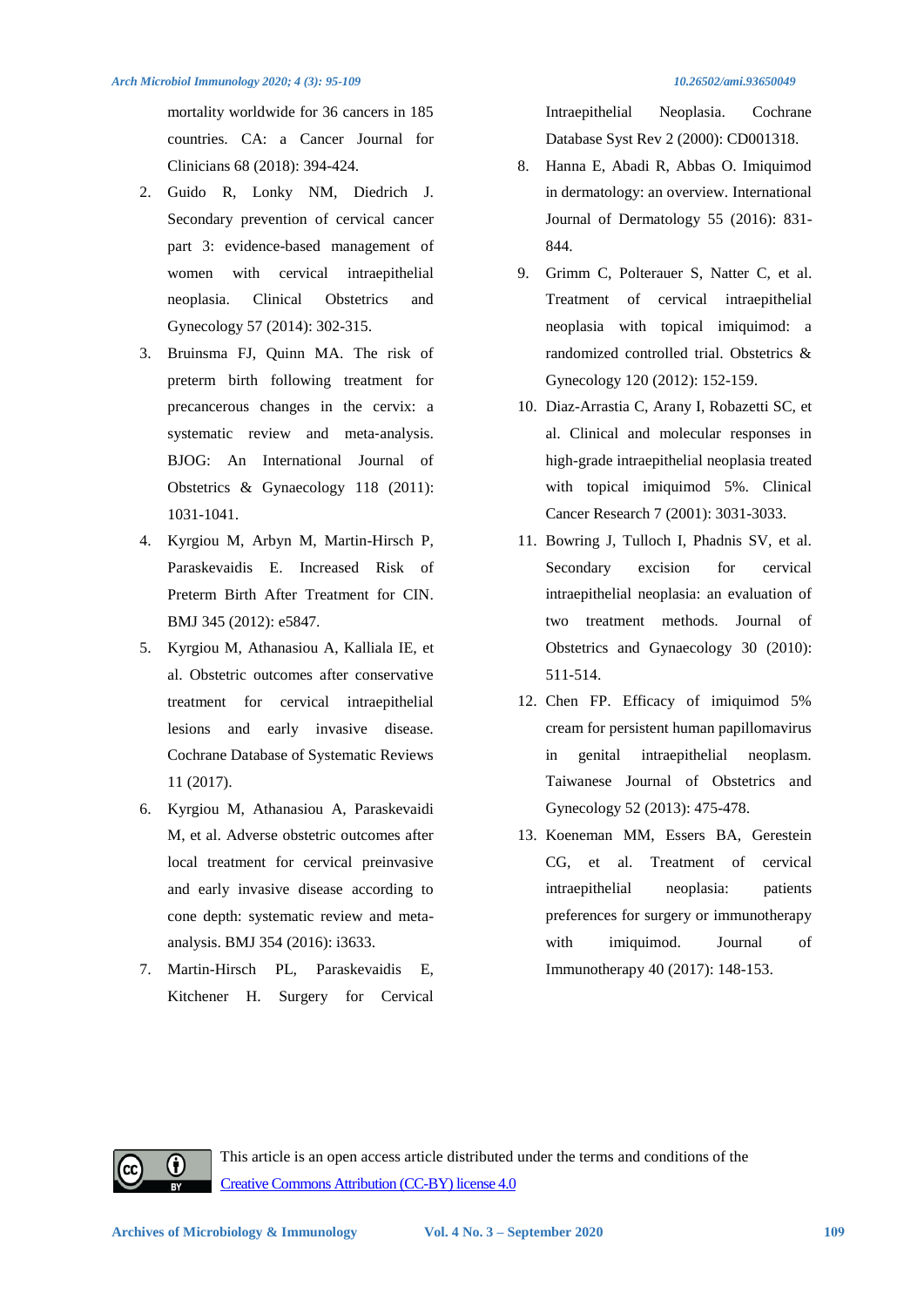mortality worldwide for 36 cancers in 185 countries. CA: a Cancer Journal for Clinicians 68 (2018): 394-424.

2. Guido R, Lonky NM, Diedrich J. Secondary prevention of cervical cancer part 3: evidence-based management of women with cervical intraepithelial neoplasia. Clinical Obstetrics and Gynecology 57 (2014): 302-315.
3. Bruinsma FJ, Quinn MA. The risk of preterm birth following treatment for precancerous changes in the cervix: a systematic review and meta-analysis. BJOG: An International Journal of Obstetrics & Gynaecology 118 (2011): 1031-1041.
4. Kyrgiou M, Arbyn M, Martin-Hirsch P, Paraskevaidis E. Increased Risk of Preterm Birth After Treatment for CIN. BMJ 345 (2012): e5847.
5. Kyrgiou M, Athanasiou A, Kalliala IE, et al. Obstetric outcomes after conservative treatment for cervical intraepithelial lesions and early invasive disease. Cochrane Database of Systematic Reviews 11 (2017).
6. Kyrgiou M, Athanasiou A, Paraskevaidi M, et al. Adverse obstetric outcomes after local treatment for cervical preinvasive and early invasive disease according to cone depth: systematic review and meta-analysis. BMJ 354 (2016): i3633.
7. Martin-Hirsch PL, Paraskevaidis E, Kitchener H. Surgery for Cervical Intraepithelial Neoplasia. Cochrane Database Syst Rev 2 (2000): CD001318.
8. Hanna E, Abadi R, Abbas O. Imiquimod in dermatology: an overview. International Journal of Dermatology 55 (2016): 831-844.
9. Grimm C, Polterauer S, Natter C, et al. Treatment of cervical intraepithelial neoplasia with topical imiquimod: a randomized controlled trial. Obstetrics & Gynecology 120 (2012): 152-159.
10. Diaz-Arrastia C, Arany I, Robazetti SC, et al. Clinical and molecular responses in high-grade intraepithelial neoplasia treated with topical imiquimod 5%. Clinical Cancer Research 7 (2001): 3031-3033.
11. Bowring J, Tulloch I, Phadnis SV, et al. Secondary excision for cervical intraepithelial neoplasia: an evaluation of two treatment methods. Journal of Obstetrics and Gynaecology 30 (2010): 511-514.
12. Chen FP. Efficacy of imiquimod 5% cream for persistent human papillomavirus in genital intraepithelial neoplasm. Taiwanese Journal of Obstetrics and Gynecology 52 (2013): 475-478.
13. Koeneman MM, Essers BA, Gerestein CG, et al. Treatment of cervical intraepithelial neoplasia: patients preferences for surgery or immunotherapy with imiquimod. Journal of Immunotherapy 40 (2017): 148-153.

This article is an open access article distributed under the terms and conditions of the [Creative Commons Attribution (CC-BY) license 4.0](https://creativecommons.org/licenses/by/4.0/)